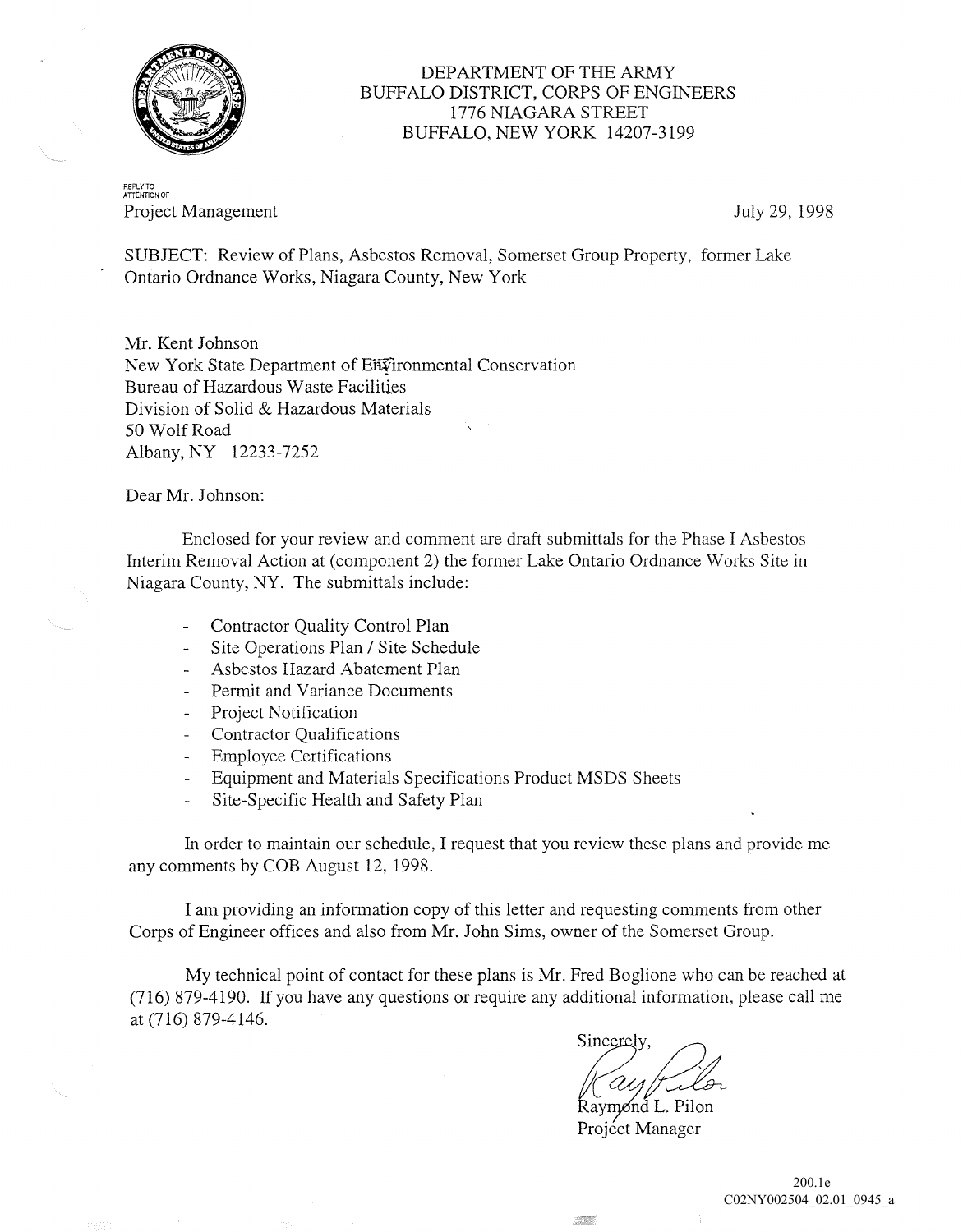DEPARTMENT OF THE ARMY
BUFFALO DISTRICT, CORPS OF ENGINEERS
1776 NIAGARA STREET
BUFFALO, NEW YORK 14207-3199

REPLY TO ATTENTION OF
Project Management

July 29, 1998

SUBJECT: Review of Plans, Asbestos Removal, Somerset Group Property, former Lake Ontario Ordnance Works, Niagara County, New York

Mr. Kent Johnson
New York State Department of Environmental Conservation
Bureau of Hazardous Waste Facilities
Division of Solid & Hazardous Materials
50 Wolf Road
Albany, NY 12233-7252

Dear Mr. Johnson:

Enclosed for your review and comment are draft submittals for the Phase I Asbestos Interim Removal Action at (component 2) the former Lake Ontario Ordnance Works Site in Niagara County, NY. The submittals include:

- Contractor Quality Control Plan
- Site Operations Plan / Site Schedule
- Asbestos Hazard Abatement Plan
- Permit and Variance Documents
- Project Notification
- Contractor Qualifications
- Employee Certifications
- Equipment and Materials Specifications Product MSDS Sheets
- Site-Specific Health and Safety Plan

In order to maintain our schedule, I request that you review these plans and provide me any comments by COB August 12, 1998.

I am providing an information copy of this letter and requesting comments from other Corps of Engineer offices and also from Mr. John Sims, owner of the Somerset Group.

My technical point of contact for these plans is Mr. Fred Boglione who can be reached at (716) 879-4190. If you have any questions or require any additional information, please call me at (716) 879-4146.

Sincerely,

Raymond L. Pilon
Project Manager

200.1e
C02NY002504_02.01_0945_a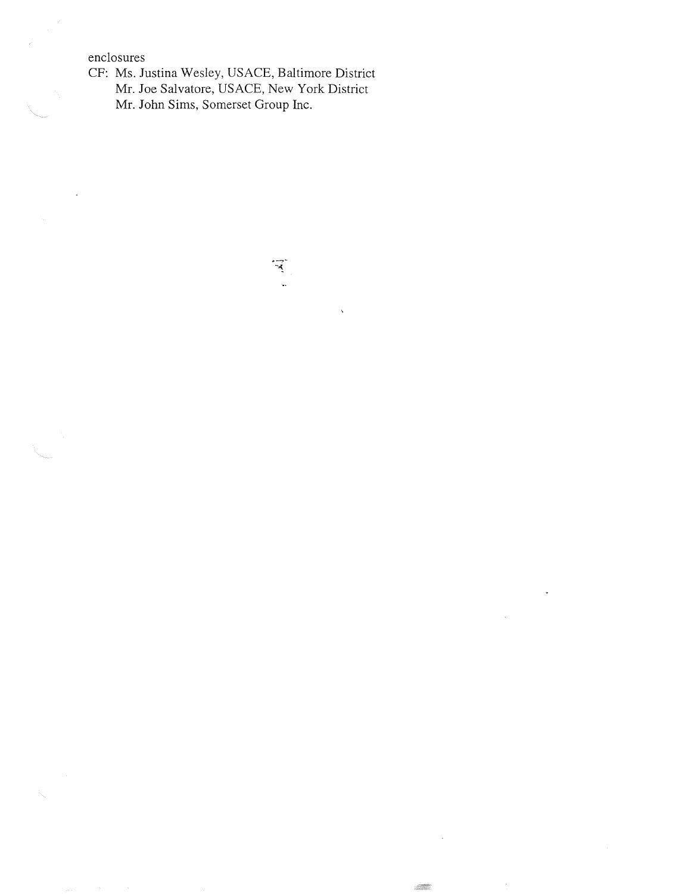enclosures

CF: Ms. Justina Wesley, USACE, Baltimore District
Mr. Joe Salvatore, USACE, New York District
Mr. John Sims, Somerset Group Inc.